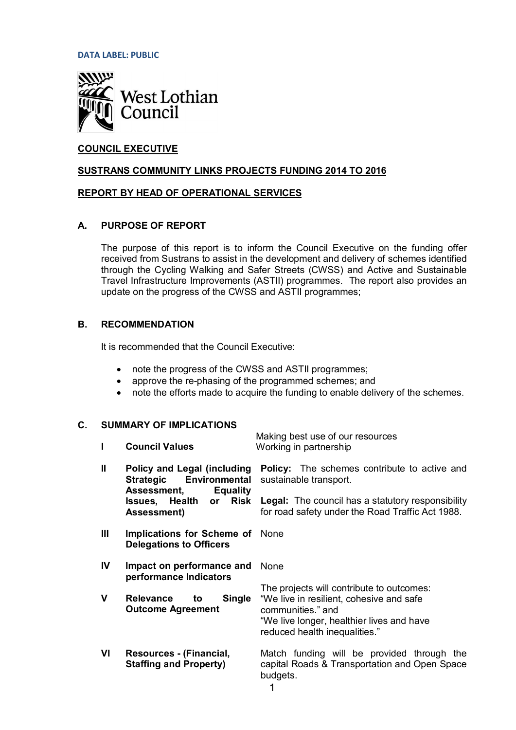DATA LABEL: PUBLIC

West Lothian Council

**COUNCIL EXECUTIVE**

**SUSTRANS COMMUNITY LINKS PROJECTS FUNDING 2014 TO 2016**

**REPORT BY HEAD OF OPERATIONAL SERVICES**

## A. PURPOSE OF REPORT

The purpose of this report is to inform the Council Executive on the funding offer received from Sustrans to assist in the development and delivery of schemes identified through the Cycling Walking and Safer Streets (CWSS) and Active and Sustainable Travel Infrastructure Improvements (ASTII) programmes. The report also provides an update on the progress of the CWSS and ASTII programmes;

## B. RECOMMENDATION

It is recommended that the Council Executive:

- note the progress of the CWSS and ASTII programmes;
- approve the re-phasing of the programmed schemes; and
- note the efforts made to acquire the funding to enable delivery of the schemes.

## C. SUMMARY OF IMPLICATIONS

| | | |
|---|---|---|
| I | **Council Values** | Making best use of our resources<br>Working in partnership |
| II | **Policy and Legal (including Strategic Environmental Assessment, Equality Issues, Health or Risk Assessment)** | **Policy:** The schemes contribute to active and sustainable transport.<br><br>**Legal:** The council has a statutory responsibility for road safety under the Road Traffic Act 1988. |
| III | **Implications for Scheme of Delegations to Officers** | None |
| IV | **Impact on performance and performance Indicators** | None |
| V | **Relevance to Single Outcome Agreement** | The projects will contribute to outcomes:<br>“We live in resilient, cohesive and safe communities.” and<br>“We live longer, healthier lives and have reduced health inequalities.” |
| VI | **Resources - (Financial, Staffing and Property)** | Match funding will be provided through the capital Roads & Transportation and Open Space budgets. |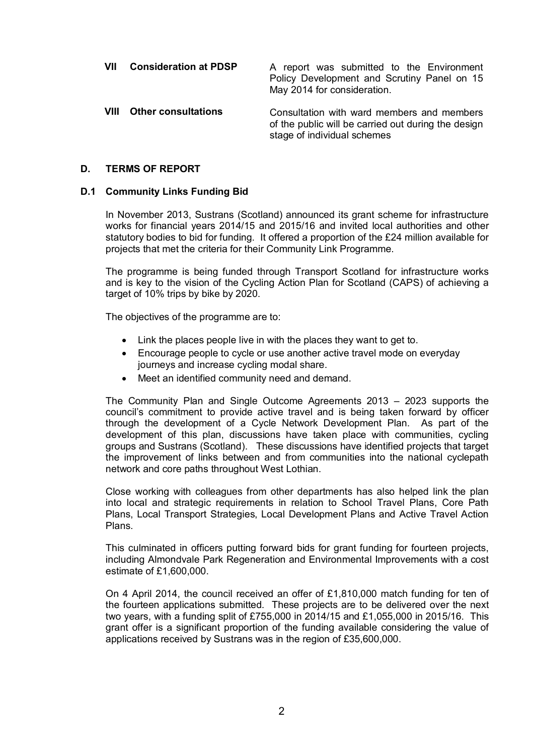| | | |
|---|---|---|
| **VII** | **Consideration at PDSP** | A report was submitted to the Environment Policy Development and Scrutiny Panel on 15 May 2014 for consideration. |
| **VIII** | **Other consultations** | Consultation with ward members and members of the public will be carried out during the design stage of individual schemes |

## D. TERMS OF REPORT

### D.1 Community Links Funding Bid

In November 2013, Sustrans (Scotland) announced its grant scheme for infrastructure works for financial years 2014/15 and 2015/16 and invited local authorities and other statutory bodies to bid for funding. It offered a proportion of the £24 million available for projects that met the criteria for their Community Link Programme.

The programme is being funded through Transport Scotland for infrastructure works and is key to the vision of the Cycling Action Plan for Scotland (CAPS) of achieving a target of 10% trips by bike by 2020.

The objectives of the programme are to:

- Link the places people live in with the places they want to get to.
- Encourage people to cycle or use another active travel mode on everyday journeys and increase cycling modal share.
- Meet an identified community need and demand.

The Community Plan and Single Outcome Agreements 2013 – 2023 supports the council's commitment to provide active travel and is being taken forward by officer through the development of a Cycle Network Development Plan. As part of the development of this plan, discussions have taken place with communities, cycling groups and Sustrans (Scotland). These discussions have identified projects that target the improvement of links between and from communities into the national cyclepath network and core paths throughout West Lothian.

Close working with colleagues from other departments has also helped link the plan into local and strategic requirements in relation to School Travel Plans, Core Path Plans, Local Transport Strategies, Local Development Plans and Active Travel Action Plans.

This culminated in officers putting forward bids for grant funding for fourteen projects, including Almondvale Park Regeneration and Environmental Improvements with a cost estimate of £1,600,000.

On 4 April 2014, the council received an offer of £1,810,000 match funding for ten of the fourteen applications submitted. These projects are to be delivered over the next two years, with a funding split of £755,000 in 2014/15 and £1,055,000 in 2015/16. This grant offer is a significant proportion of the funding available considering the value of applications received by Sustrans was in the region of £35,600,000.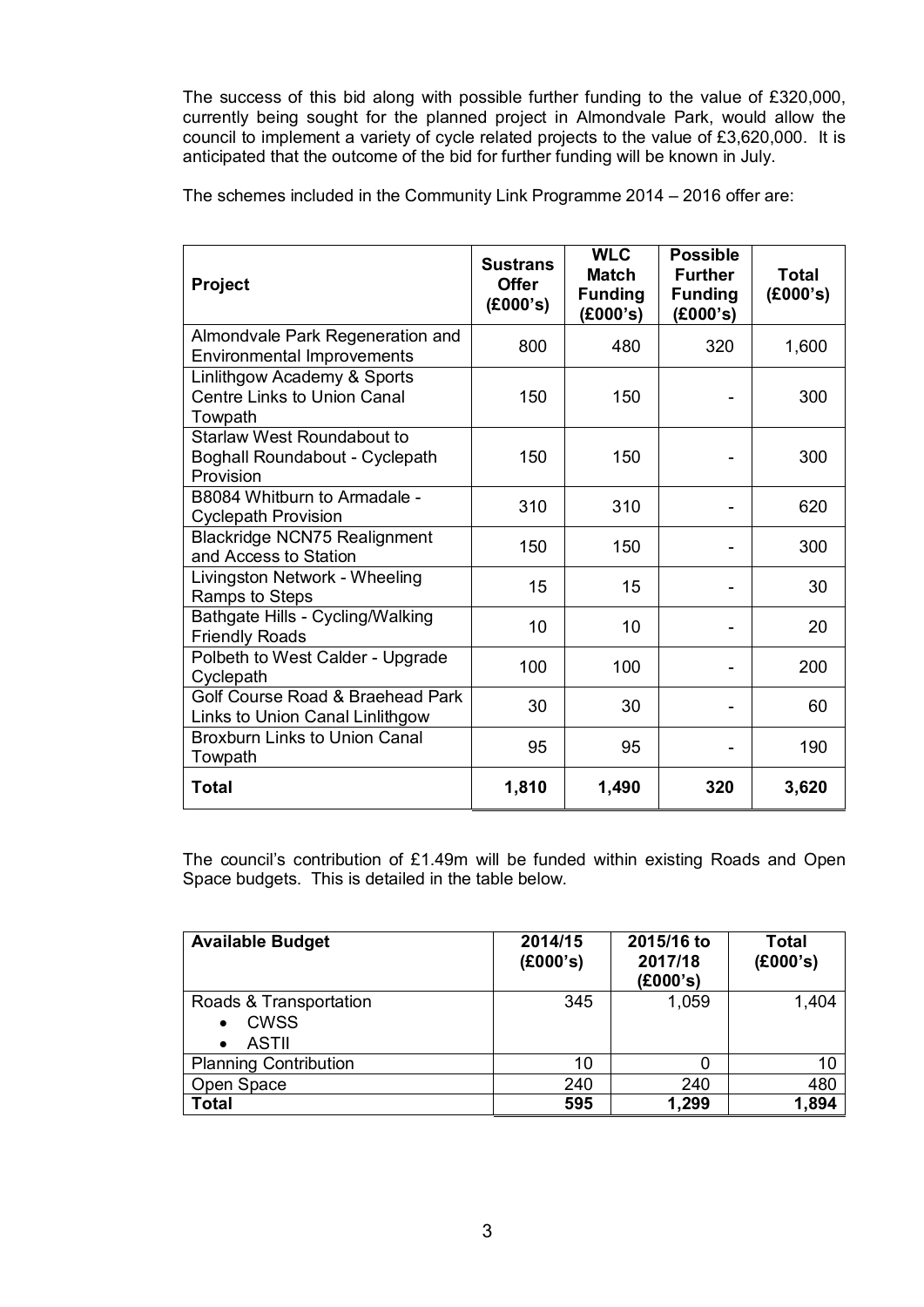The success of this bid along with possible further funding to the value of £320,000, currently being sought for the planned project in Almondvale Park, would allow the council to implement a variety of cycle related projects to the value of £3,620,000. It is anticipated that the outcome of the bid for further funding will be known in July.

The schemes included in the Community Link Programme 2014 – 2016 offer are:

| Project | Sustrans Offer (£000's) | WLC Match Funding (£000's) | Possible Further Funding (£000's) | Total (£000's) |
|---|---|---|---|---|
| Almondvale Park Regeneration and Environmental Improvements | 800 | 480 | 320 | 1,600 |
| Linlithgow Academy & Sports Centre Links to Union Canal Towpath | 150 | 150 | - | 300 |
| Starlaw West Roundabout to Boghall Roundabout - Cyclepath Provision | 150 | 150 | - | 300 |
| B8084 Whitburn to Armadale - Cyclepath Provision | 310 | 310 | - | 620 |
| Blackridge NCN75 Realignment and Access to Station | 150 | 150 | - | 300 |
| Livingston Network - Wheeling Ramps to Steps | 15 | 15 | - | 30 |
| Bathgate Hills - Cycling/Walking Friendly Roads | 10 | 10 | - | 20 |
| Polbeth to West Calder - Upgrade Cyclepath | 100 | 100 | - | 200 |
| Golf Course Road & Braehead Park Links to Union Canal Linlithgow | 30 | 30 | - | 60 |
| Broxburn Links to Union Canal Towpath | 95 | 95 | - | 190 |
| **Total** | **1,810** | **1,490** | **320** | **3,620** |

The council's contribution of £1.49m will be funded within existing Roads and Open Space budgets. This is detailed in the table below.

| Available Budget | 2014/15 (£000's) | 2015/16 to 2017/18 (£000's) | Total (£000's) |
|---|---|---|---|
| Roads & Transportation<br>• CWSS<br>• ASTII | 345 | 1,059 | 1,404 |
| Planning Contribution | 10 | 0 | 10 |
| Open Space | 240 | 240 | 480 |
| **Total** | **595** | **1,299** | **1,894** |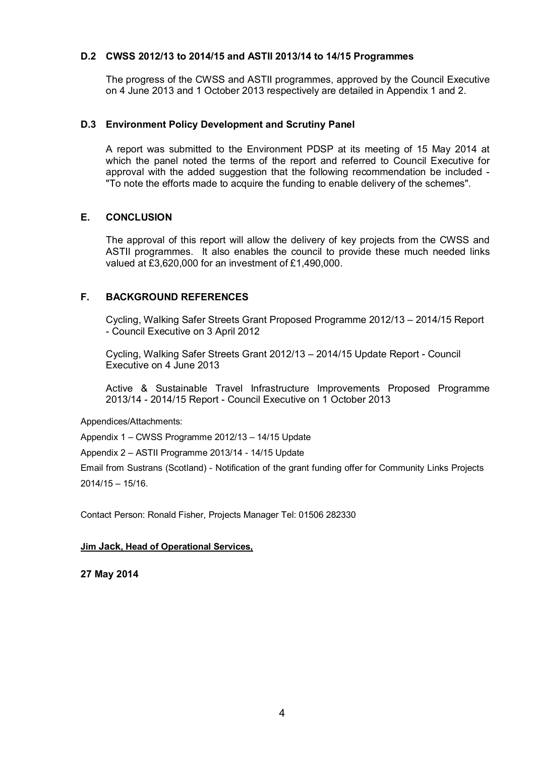### D.2 CWSS 2012/13 to 2014/15 and ASTII 2013/14 to 14/15 Programmes

The progress of the CWSS and ASTII programmes, approved by the Council Executive on 4 June 2013 and 1 October 2013 respectively are detailed in Appendix 1 and 2.

### D.3 Environment Policy Development and Scrutiny Panel

A report was submitted to the Environment PDSP at its meeting of 15 May 2014 at which the panel noted the terms of the report and referred to Council Executive for approval with the added suggestion that the following recommendation be included - "To note the efforts made to acquire the funding to enable delivery of the schemes".

## E. CONCLUSION

The approval of this report will allow the delivery of key projects from the CWSS and ASTII programmes. It also enables the council to provide these much needed links valued at £3,620,000 for an investment of £1,490,000.

## F. BACKGROUND REFERENCES

Cycling, Walking Safer Streets Grant Proposed Programme 2012/13 – 2014/15 Report - Council Executive on 3 April 2012

Cycling, Walking Safer Streets Grant 2012/13 – 2014/15 Update Report - Council Executive on 4 June 2013

Active & Sustainable Travel Infrastructure Improvements Proposed Programme 2013/14 - 2014/15 Report - Council Executive on 1 October 2013

Appendices/Attachments:

Appendix 1 – CWSS Programme 2012/13 – 14/15 Update

Appendix 2 – ASTII Programme 2013/14 - 14/15 Update

Email from Sustrans (Scotland) - Notification of the grant funding offer for Community Links Projects 2014/15 – 15/16.

Contact Person: Ronald Fisher, Projects Manager Tel: 01506 282330

**Jim Jack, Head of Operational Services,**

**27 May 2014**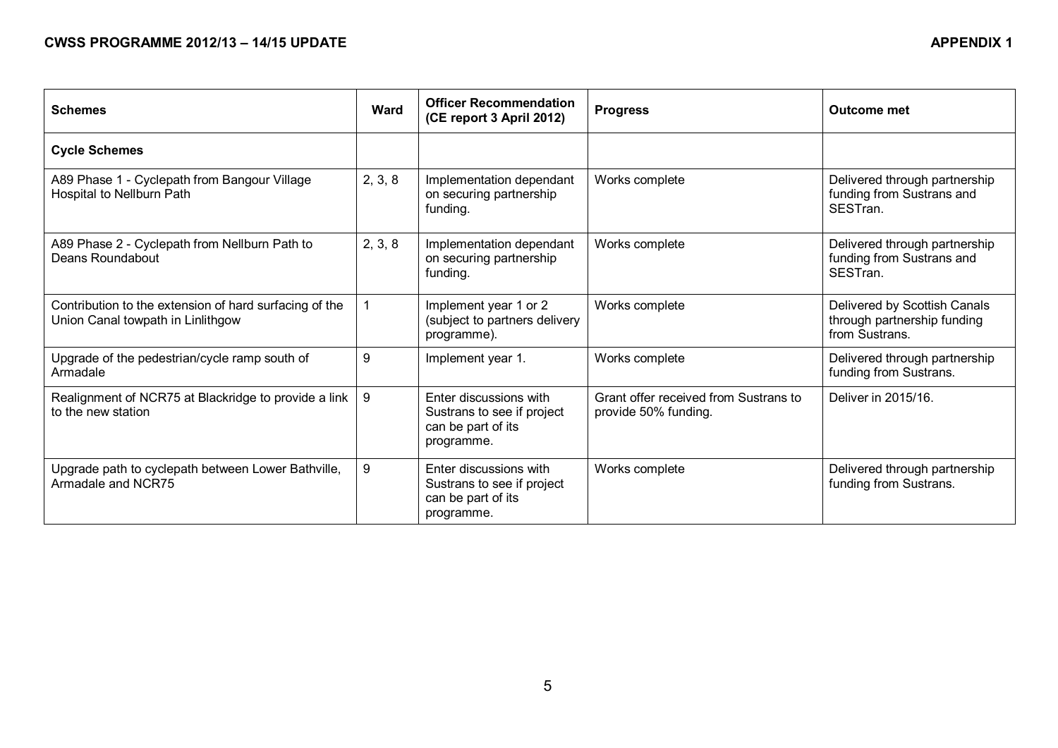**CWSS PROGRAMME 2012/13 – 14/15 UPDATE** **APPENDIX 1**

| Schemes | Ward | Officer Recommendation (CE report 3 April 2012) | Progress | Outcome met |
|---|---|---|---|---|
| **Cycle Schemes** | | | | |
| A89 Phase 1 - Cyclepath from Bangour Village Hospital to Nellburn Path | 2, 3, 8 | Implementation dependant on securing partnership funding. | Works complete | Delivered through partnership funding from Sustrans and SESTran. |
| A89 Phase 2 - Cyclepath from Nellburn Path to Deans Roundabout | 2, 3, 8 | Implementation dependant on securing partnership funding. | Works complete | Delivered through partnership funding from Sustrans and SESTran. |
| Contribution to the extension of hard surfacing of the Union Canal towpath in Linlithgow | 1 | Implement year 1 or 2 (subject to partners delivery programme). | Works complete | Delivered by Scottish Canals through partnership funding from Sustrans. |
| Upgrade of the pedestrian/cycle ramp south of Armadale | 9 | Implement year 1. | Works complete | Delivered through partnership funding from Sustrans. |
| Realignment of NCR75 at Blackridge to provide a link to the new station | 9 | Enter discussions with Sustrans to see if project can be part of its programme. | Grant offer received from Sustrans to provide 50% funding. | Deliver in 2015/16. |
| Upgrade path to cyclepath between Lower Bathville, Armadale and NCR75 | 9 | Enter discussions with Sustrans to see if project can be part of its programme. | Works complete | Delivered through partnership funding from Sustrans. |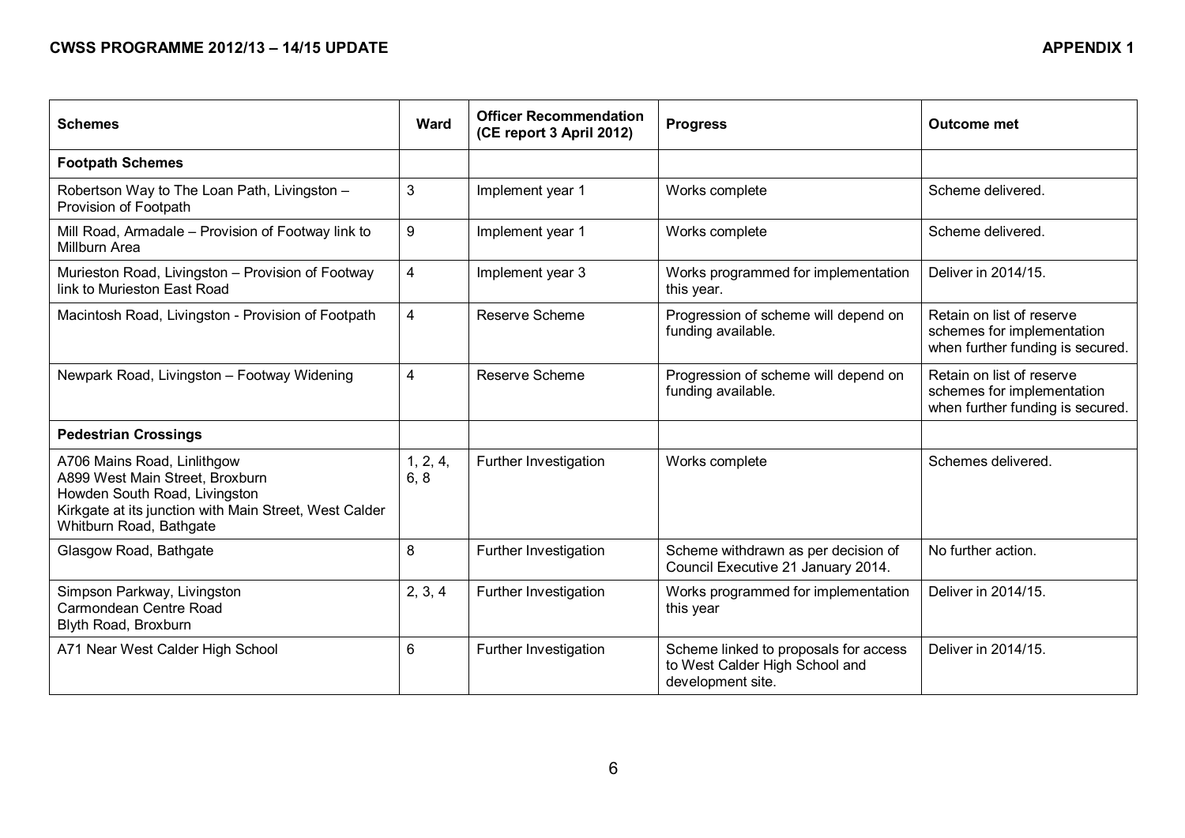**CWSS PROGRAMME 2012/13 – 14/15 UPDATE** **APPENDIX 1**

| Schemes | Ward | Officer Recommendation (CE report 3 April 2012) | Progress | Outcome met |
|---|---|---|---|---|
| **Footpath Schemes** | | | | |
| Robertson Way to The Loan Path, Livingston – Provision of Footpath | 3 | Implement year 1 | Works complete | Scheme delivered. |
| Mill Road, Armadale – Provision of Footway link to Millburn Area | 9 | Implement year 1 | Works complete | Scheme delivered. |
| Murieston Road, Livingston – Provision of Footway link to Murieston East Road | 4 | Implement year 3 | Works programmed for implementation this year. | Deliver in 2014/15. |
| Macintosh Road, Livingston - Provision of Footpath | 4 | Reserve Scheme | Progression of scheme will depend on funding available. | Retain on list of reserve schemes for implementation when further funding is secured. |
| Newpark Road, Livingston – Footway Widening | 4 | Reserve Scheme | Progression of scheme will depend on funding available. | Retain on list of reserve schemes for implementation when further funding is secured. |
| **Pedestrian Crossings** | | | | |
| A706 Mains Road, Linlithgow<br>A899 West Main Street, Broxburn<br>Howden South Road, Livingston<br>Kirkgate at its junction with Main Street, West Calder<br>Whitburn Road, Bathgate | 1, 2, 4, 6, 8 | Further Investigation | Works complete | Schemes delivered. |
| Glasgow Road, Bathgate | 8 | Further Investigation | Scheme withdrawn as per decision of Council Executive 21 January 2014. | No further action. |
| Simpson Parkway, Livingston<br>Carmondean Centre Road<br>Blyth Road, Broxburn | 2, 3, 4 | Further Investigation | Works programmed for implementation this year | Deliver in 2014/15. |
| A71 Near West Calder High School | 6 | Further Investigation | Scheme linked to proposals for access to West Calder High School and development site. | Deliver in 2014/15. |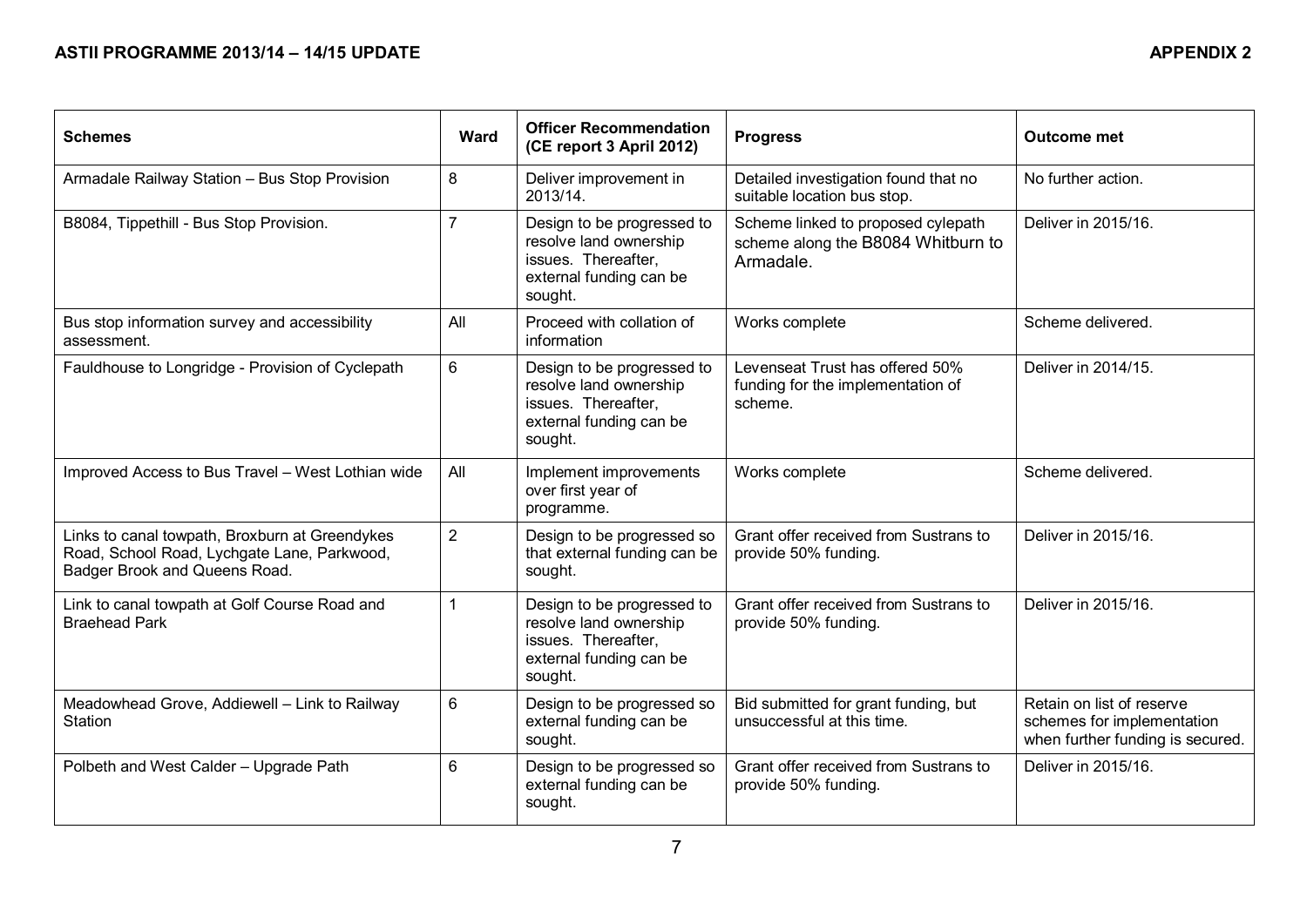**ASTII PROGRAMME 2013/14 – 14/15 UPDATE** **APPENDIX 2**

| Schemes | Ward | Officer Recommendation (CE report 3 April 2012) | Progress | Outcome met |
|---|---|---|---|---|
| Armadale Railway Station – Bus Stop Provision | 8 | Deliver improvement in 2013/14. | Detailed investigation found that no suitable location bus stop. | No further action. |
| B8084, Tippethill - Bus Stop Provision. | 7 | Design to be progressed to resolve land ownership issues. Thereafter, external funding can be sought. | Scheme linked to proposed cylepath scheme along the B8084 Whitburn to Armadale. | Deliver in 2015/16. |
| Bus stop information survey and accessibility assessment. | All | Proceed with collation of information | Works complete | Scheme delivered. |
| Fauldhouse to Longridge - Provision of Cyclepath | 6 | Design to be progressed to resolve land ownership issues. Thereafter, external funding can be sought. | Levenseat Trust has offered 50% funding for the implementation of scheme. | Deliver in 2014/15. |
| Improved Access to Bus Travel – West Lothian wide | All | Implement improvements over first year of programme. | Works complete | Scheme delivered. |
| Links to canal towpath, Broxburn at Greendykes Road, School Road, Lychgate Lane, Parkwood, Badger Brook and Queens Road. | 2 | Design to be progressed so that external funding can be sought. | Grant offer received from Sustrans to provide 50% funding. | Deliver in 2015/16. |
| Link to canal towpath at Golf Course Road and Braehead Park | 1 | Design to be progressed to resolve land ownership issues. Thereafter, external funding can be sought. | Grant offer received from Sustrans to provide 50% funding. | Deliver in 2015/16. |
| Meadowhead Grove, Addiewell – Link to Railway Station | 6 | Design to be progressed so external funding can be sought. | Bid submitted for grant funding, but unsuccessful at this time. | Retain on list of reserve schemes for implementation when further funding is secured. |
| Polbeth and West Calder – Upgrade Path | 6 | Design to be progressed so external funding can be sought. | Grant offer received from Sustrans to provide 50% funding. | Deliver in 2015/16. |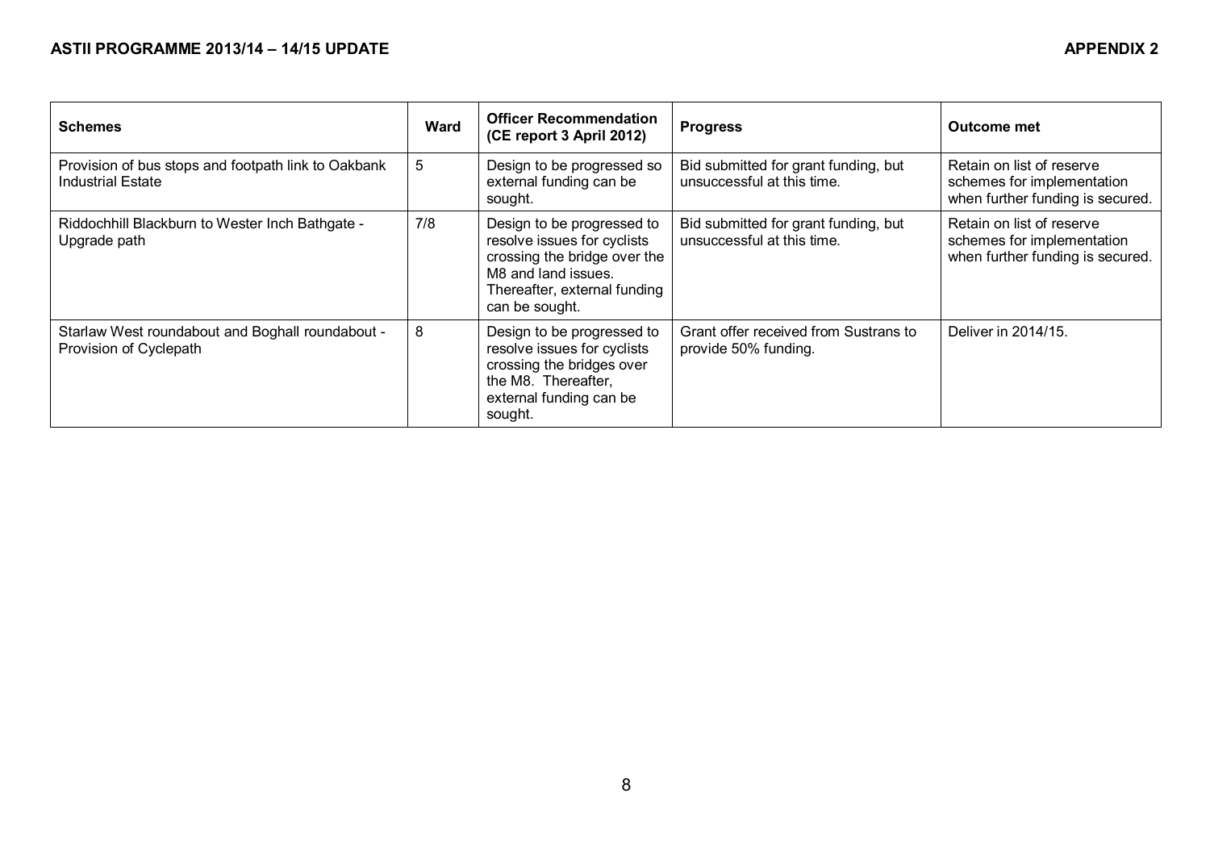**ASTII PROGRAMME 2013/14 – 14/15 UPDATE** **APPENDIX 2**

| Schemes | Ward | Officer Recommendation (CE report 3 April 2012) | Progress | Outcome met |
|---|---|---|---|---|
| Provision of bus stops and footpath link to Oakbank Industrial Estate | 5 | Design to be progressed so external funding can be sought. | Bid submitted for grant funding, but unsuccessful at this time. | Retain on list of reserve schemes for implementation when further funding is secured. |
| Riddochhill Blackburn to Wester Inch Bathgate - Upgrade path | 7/8 | Design to be progressed to resolve issues for cyclists crossing the bridge over the M8 and land issues. Thereafter, external funding can be sought. | Bid submitted for grant funding, but unsuccessful at this time. | Retain on list of reserve schemes for implementation when further funding is secured. |
| Starlaw West roundabout and Boghall roundabout - Provision of Cyclepath | 8 | Design to be progressed to resolve issues for cyclists crossing the bridges over the M8. Thereafter, external funding can be sought. | Grant offer received from Sustrans to provide 50% funding. | Deliver in 2014/15. |